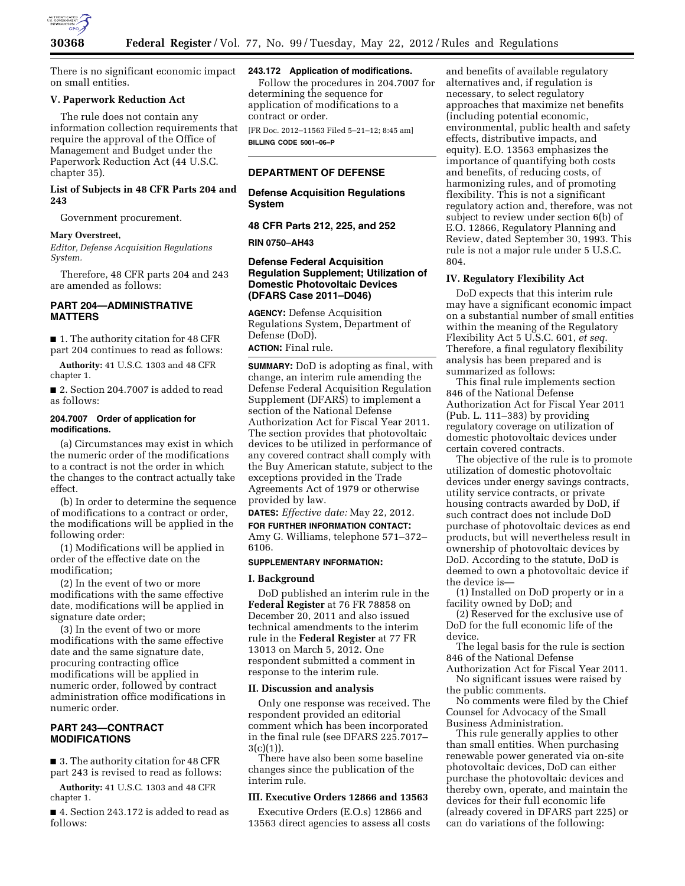There is no significant economic impact on small entities.

### V. Paperwork Reduction Act

The rule does not contain any information collection requirements that require the approval of the Office of Management and Budget under the Paperwork Reduction Act (44 U.S.C. chapter 35).

### List of Subjects in 48 CFR Parts 204 and 243

Government procurement.

**Mary Overstreet,**

*Editor, Defense Acquisition Regulations System.*

Therefore, 48 CFR parts 204 and 243 are amended as follows:

## PART 204—ADMINISTRATIVE MATTERS

■ 1. The authority citation for 48 CFR part 204 continues to read as follows:

**Authority:** 41 U.S.C. 1303 and 48 CFR chapter 1.

■ 2. Section 204.7007 is added to read as follows:

#### 204.7007 Order of application for modifications.

(a) Circumstances may exist in which the numeric order of the modifications to a contract is not the order in which the changes to the contract actually take effect.

(b) In order to determine the sequence of modifications to a contract or order, the modifications will be applied in the following order:

(1) Modifications will be applied in order of the effective date on the modification;

(2) In the event of two or more modifications with the same effective date, modifications will be applied in signature date order;

(3) In the event of two or more modifications with the same effective date and the same signature date, procuring contracting office modifications will be applied in numeric order, followed by contract administration office modifications in numeric order.

## PART 243—CONTRACT MODIFICATIONS

■ 3. The authority citation for 48 CFR part 243 is revised to read as follows:

**Authority:** 41 U.S.C. 1303 and 48 CFR chapter 1.

■ 4. Section 243.172 is added to read as follows:

#### 243.172 Application of modifications.

Follow the procedures in 204.7007 for determining the sequence for application of modifications to a contract or order.

[FR Doc. 2012–11563 Filed 5–21–12; 8:45 am]

**BILLING CODE 5001–06–P**

---

## DEPARTMENT OF DEFENSE

### Defense Acquisition Regulations System

### 48 CFR Parts 212, 225, and 252

### RIN 0750–AH43

### Defense Federal Acquisition Regulation Supplement; Utilization of Domestic Photovoltaic Devices (DFARS Case 2011–D046)

**AGENCY:** Defense Acquisition Regulations System, Department of Defense (DoD).

**ACTION:** Final rule.

**SUMMARY:** DoD is adopting as final, with change, an interim rule amending the Defense Federal Acquisition Regulation Supplement (DFARS) to implement a section of the National Defense Authorization Act for Fiscal Year 2011. The section provides that photovoltaic devices to be utilized in performance of any covered contract shall comply with the Buy American statute, subject to the exceptions provided in the Trade Agreements Act of 1979 or otherwise provided by law.

**DATES:** *Effective date:* May 22, 2012.

**FOR FURTHER INFORMATION CONTACT:** Amy G. Williams, telephone 571–372–6106.

**SUPPLEMENTARY INFORMATION:**

### I. Background

DoD published an interim rule in the **Federal Register** at 76 FR 78858 on December 20, 2011 and also issued technical amendments to the interim rule in the **Federal Register** at 77 FR 13013 on March 5, 2012. One respondent submitted a comment in response to the interim rule.

### II. Discussion and analysis

Only one response was received. The respondent provided an editorial comment which has been incorporated in the final rule (see DFARS 225.7017–3(c)(1)).

There have also been some baseline changes since the publication of the interim rule.

### III. Executive Orders 12866 and 13563

Executive Orders (E.O.s) 12866 and 13563 direct agencies to assess all costs and benefits of available regulatory alternatives and, if regulation is necessary, to select regulatory approaches that maximize net benefits (including potential economic, environmental, public health and safety effects, distributive impacts, and equity). E.O. 13563 emphasizes the importance of quantifying both costs and benefits, of reducing costs, of harmonizing rules, and of promoting flexibility. This is not a significant regulatory action and, therefore, was not subject to review under section 6(b) of E.O. 12866, Regulatory Planning and Review, dated September 30, 1993. This rule is not a major rule under 5 U.S.C. 804.

### IV. Regulatory Flexibility Act

DoD expects that this interim rule may have a significant economic impact on a substantial number of small entities within the meaning of the Regulatory Flexibility Act 5 U.S.C. 601, *et seq.* Therefore, a final regulatory flexibility analysis has been prepared and is summarized as follows:

This final rule implements section 846 of the National Defense Authorization Act for Fiscal Year 2011 (Pub. L. 111–383) by providing regulatory coverage on utilization of domestic photovoltaic devices under certain covered contracts.

The objective of the rule is to promote utilization of domestic photovoltaic devices under energy savings contracts, utility service contracts, or private housing contracts awarded by DoD, if such contract does not include DoD purchase of photovoltaic devices as end products, but will nevertheless result in ownership of photovoltaic devices by DoD. According to the statute, DoD is deemed to own a photovoltaic device if the device is—

(1) Installed on DoD property or in a facility owned by DoD; and

(2) Reserved for the exclusive use of DoD for the full economic life of the device.

The legal basis for the rule is section 846 of the National Defense Authorization Act for Fiscal Year 2011.

No significant issues were raised by the public comments.

No comments were filed by the Chief Counsel for Advocacy of the Small Business Administration.

This rule generally applies to other than small entities. When purchasing renewable power generated via on-site photovoltaic devices, DoD can either purchase the photovoltaic devices and thereby own, operate, and maintain the devices for their full economic life (already covered in DFARS part 225) or can do variations of the following: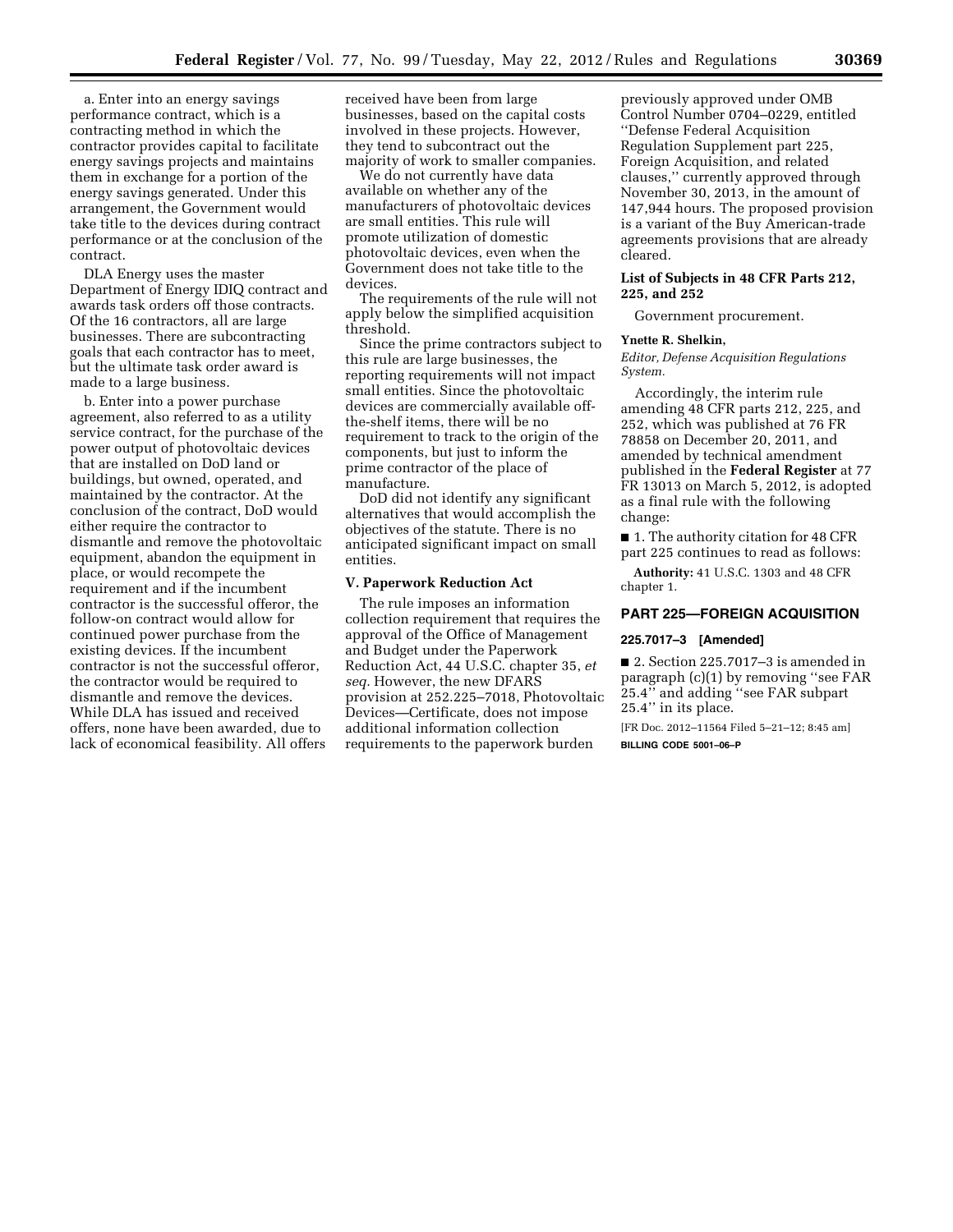a. Enter into an energy savings performance contract, which is a contracting method in which the contractor provides capital to facilitate energy savings projects and maintains them in exchange for a portion of the energy savings generated. Under this arrangement, the Government would take title to the devices during contract performance or at the conclusion of the contract.

DLA Energy uses the master Department of Energy IDIQ contract and awards task orders off those contracts. Of the 16 contractors, all are large businesses. There are subcontracting goals that each contractor has to meet, but the ultimate task order award is made to a large business.

b. Enter into a power purchase agreement, also referred to as a utility service contract, for the purchase of the power output of photovoltaic devices that are installed on DoD land or buildings, but owned, operated, and maintained by the contractor. At the conclusion of the contract, DoD would either require the contractor to dismantle and remove the photovoltaic equipment, abandon the equipment in place, or would recompete the requirement and if the incumbent contractor is the successful offeror, the follow-on contract would allow for continued power purchase from the existing devices. If the incumbent contractor is not the successful offeror, the contractor would be required to dismantle and remove the devices. While DLA has issued and received offers, none have been awarded, due to lack of economical feasibility. All offers received have been from large businesses, based on the capital costs involved in these projects. However, they tend to subcontract out the majority of work to smaller companies.

We do not currently have data available on whether any of the manufacturers of photovoltaic devices are small entities. This rule will promote utilization of domestic photovoltaic devices, even when the Government does not take title to the devices.

The requirements of the rule will not apply below the simplified acquisition threshold.

Since the prime contractors subject to this rule are large businesses, the reporting requirements will not impact small entities. Since the photovoltaic devices are commercially available off-the-shelf items, there will be no requirement to track to the origin of the components, but just to inform the prime contractor of the place of manufacture.

DoD did not identify any significant alternatives that would accomplish the objectives of the statute. There is no anticipated significant impact on small entities.

## V. Paperwork Reduction Act

The rule imposes an information collection requirement that requires the approval of the Office of Management and Budget under the Paperwork Reduction Act, 44 U.S.C. chapter 35, *et seq.* However, the new DFARS provision at 252.225–7018, Photovoltaic Devices—Certificate, does not impose additional information collection requirements to the paperwork burden previously approved under OMB Control Number 0704–0229, entitled ''Defense Federal Acquisition Regulation Supplement part 225, Foreign Acquisition, and related clauses,'' currently approved through November 30, 2013, in the amount of 147,944 hours. The proposed provision is a variant of the Buy American-trade agreements provisions that are already cleared.

### List of Subjects in 48 CFR Parts 212, 225, and 252

Government procurement.

**Ynette R. Shelkin,**
*Editor, Defense Acquisition Regulations System.*

Accordingly, the interim rule amending 48 CFR parts 212, 225, and 252, which was published at 76 FR 78858 on December 20, 2011, and amended by technical amendment published in the **Federal Register** at 77 FR 13013 on March 5, 2012, is adopted as a final rule with the following change:

■ 1. The authority citation for 48 CFR part 225 continues to read as follows:

**Authority:** 41 U.S.C. 1303 and 48 CFR chapter 1.

## PART 225—FOREIGN ACQUISITION

### 225.7017–3 [Amended]

■ 2. Section 225.7017–3 is amended in paragraph (c)(1) by removing ''see FAR 25.4'' and adding ''see FAR subpart 25.4'' in its place.

[FR Doc. 2012–11564 Filed 5–21–12; 8:45 am]

**BILLING CODE 5001–06–P**